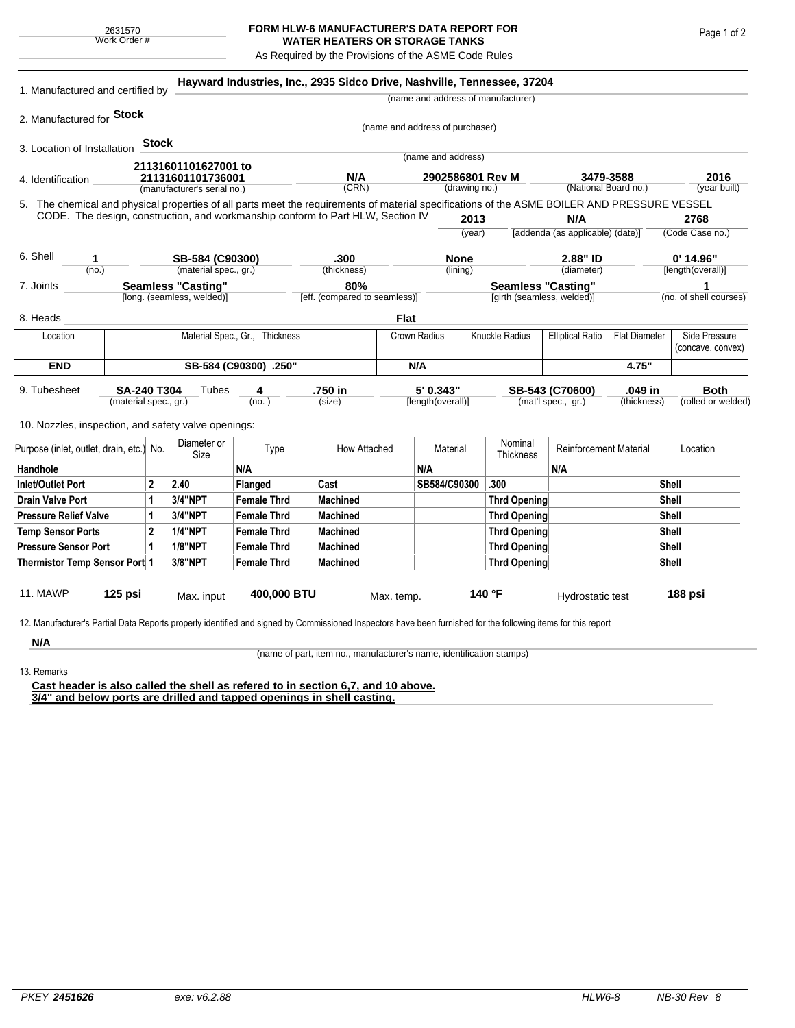2631570
Work Order #

# FORM HLW-6 MANUFACTURER'S DATA REPORT FOR WATER HEATERS OR STORAGE TANKS

As Required by the Provisions of the ASME Code Rules

1. Manufactured and certified by **Hayward Industries, Inc., 2935 Sidco Drive, Nashville, Tennessee, 37204**
(name and address of manufacturer)

2. Manufactured for **Stock**
(name and address of purchaser)

3. Location of Installation **Stock**
(name and address)

4. Identification

| 21131601101627001 to 21131601101736001 | N/A | 2902586801 Rev M | 3479-3588 | 2016 |
|---|---|---|---|---|
| (manufacturer's serial no.) | (CRN) | (drawing no.) | (National Board no.) | (year built) |

5. The chemical and physical properties of all parts meet the requirements of material specifications of the ASME BOILER AND PRESSURE VESSEL CODE. The design, construction, and workmanship conform to Part HLW, Section IV

| 2013 | N/A | 2768 |
|---|---|---|
| (year) | [addenda (as applicable) (date)] | (Code Case no.) |

6. Shell

| 1 | SB-584 (C90300) | .300 | None | 2.88" ID | 0' 14.96" |
|---|---|---|---|---|---|
| (no.) | (material spec., gr.) | (thickness) | (lining) | (diameter) | [length(overall)] |

7. Joints

| Seamless "Casting" | 80% | Seamless "Casting" | 1 |
|---|---|---|---|
| [long. (seamless, welded)] | [eff. (compared to seamless)] | [girth (seamless, welded)] | (no. of shell courses) |

8. Heads **Flat**

| Location | Material Spec., Gr., Thickness | Crown Radius | Knuckle Radius | Elliptical Ratio | Flat Diameter | Side Pressure (concave, convex) |
|---|---|---|---|---|---|---|
| END | SB-584 (C90300) .250" | N/A | | | 4.75" | |

9. Tubesheet

| SA-240 T304 | Tubes 4 | .750 in | 5' 0.343" | SB-543 (C70600) | .049 in | Both |
|---|---|---|---|---|---|---|
| (material spec., gr.) | (no.) | (size) | [length(overall)] | (mat'l spec., gr.) | (thickness) | (rolled or welded) |

10. Nozzles, inspection, and safety valve openings:

| Purpose (inlet, outlet, drain, etc.) | No. | Diameter or Size | Type | How Attached | Material | Nominal Thickness | Reinforcement Material | Location |
|---|---|---|---|---|---|---|---|---|
| Handhole | | | N/A | | N/A | | N/A | |
| Inlet/Outlet Port | 2 | 2.40 | Flanged | Cast | SB584/C90300 | .300 | | Shell |
| Drain Valve Port | 1 | 3/4"NPT | Female Thrd | Machined | | Thrd Opening | | Shell |
| Pressure Relief Valve | 1 | 3/4"NPT | Female Thrd | Machined | | Thrd Opening | | Shell |
| Temp Sensor Ports | 2 | 1/4"NPT | Female Thrd | Machined | | Thrd Opening | | Shell |
| Pressure Sensor Port | 1 | 1/8"NPT | Female Thrd | Machined | | Thrd Opening | | Shell |
| Thermistor Temp Sensor Port | 1 | 3/8"NPT | Female Thrd | Machined | | Thrd Opening | | Shell |

11. MAWP **125 psi** Max. input **400,000 BTU** Max. temp. **140 °F** Hydrostatic test **188 psi**

12. Manufacturer's Partial Data Reports properly identified and signed by Commissioned Inspectors have been furnished for the following items for this report

**N/A**
(name of part, item no., manufacturer's name, identification stamps)

13. Remarks

**Cast header is also called the shell as refered to in section 6,7, and 10 above.**
**3/4" and below ports are drilled and tapped openings in shell casting.**

PKEY 2451626 exe: v6.2.88 HLW6-8 NB-30 Rev 8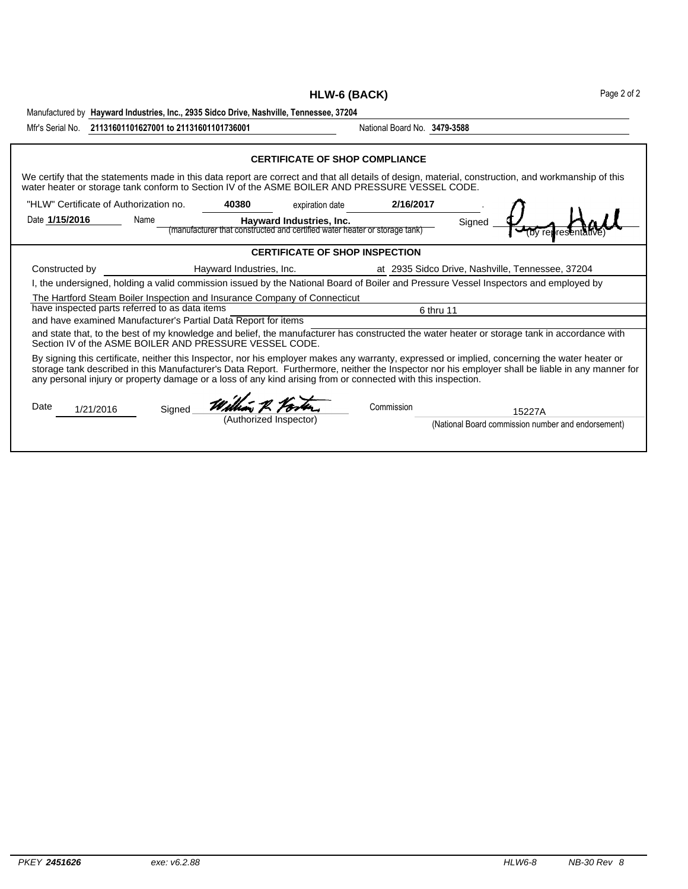# HLW-6 (BACK)

Manufactured by **Hayward Industries, Inc., 2935 Sidco Drive, Nashville, Tennessee, 37204**

Mfr's Serial No. **21131601101627001 to 21131601101736001** National Board No. **3479-3588**

## CERTIFICATE OF SHOP COMPLIANCE

We certify that the statements made in this data report are correct and that all details of design, material, construction, and workmanship of this water heater or storage tank conform to Section IV of the ASME BOILER AND PRESSURE VESSEL CODE.

"HLW" Certificate of Authorization no. **40380** expiration date **2/16/2017**.

Date **1/15/2016** Name **Hayward Industries, Inc.** (manufacturer that constructed and certified water heater or storage tank) Signed (by representative)

## CERTIFICATE OF SHOP INSPECTION

Constructed by Hayward Industries, Inc. at 2935 Sidco Drive, Nashville, Tennessee, 37204

I, the undersigned, holding a valid commission issued by the National Board of Boiler and Pressure Vessel Inspectors and employed by The Hartford Steam Boiler Inspection and Insurance Company of Connecticut have inspected parts referred to as data items 6 thru 11 and have examined Manufacturer's Partial Data Report for items

and state that, to the best of my knowledge and belief, the manufacturer has constructed the water heater or storage tank in accordance with Section IV of the ASME BOILER AND PRESSURE VESSEL CODE.

By signing this certificate, neither this Inspector, nor his employer makes any warranty, expressed or implied, concerning the water heater or storage tank described in this Manufacturer's Data Report. Furthermore, neither the Inspector nor his employer shall be liable in any manner for any personal injury or property damage or a loss of any kind arising from or connected with this inspection.

Date 1/21/2016 Signed (Authorized Inspector) Commission 15227A (National Board commission number and endorsement)

*PKEY 2451626* *exe: v6.2.88* *HLW6-8* *NB-30 Rev 8*